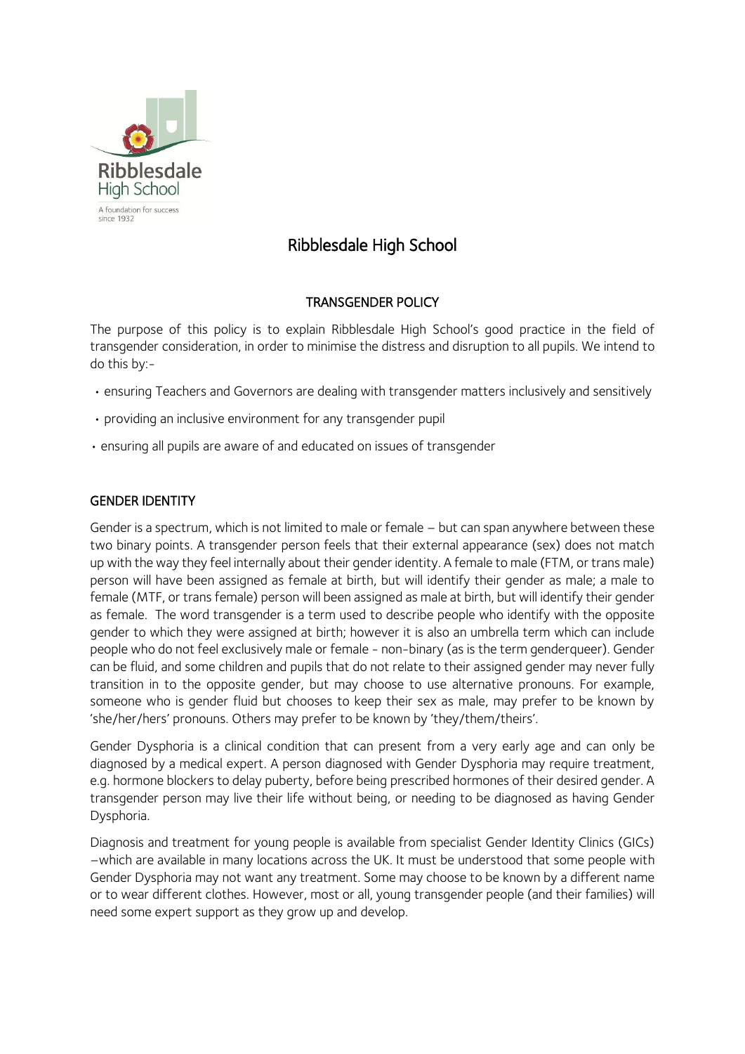# Ribblesdale High School

## TRANSGENDER POLICY

The purpose of this policy is to explain Ribblesdale High School's good practice in the field of transgender consideration, in order to minimise the distress and disruption to all pupils. We intend to do this by:-

- ensuring Teachers and Governors are dealing with transgender matters inclusively and sensitively
- providing an inclusive environment for any transgender pupil
- ensuring all pupils are aware of and educated on issues of transgender

## GENDER IDENTITY

Gender is a spectrum, which is not limited to male or female – but can span anywhere between these two binary points. A transgender person feels that their external appearance (sex) does not match up with the way they feel internally about their gender identity. A female to male (FTM, or trans male) person will have been assigned as female at birth, but will identify their gender as male; a male to female (MTF, or trans female) person will been assigned as male at birth, but will identify their gender as female. The word transgender is a term used to describe people who identify with the opposite gender to which they were assigned at birth; however it is also an umbrella term which can include people who do not feel exclusively male or female - non-binary (as is the term genderqueer). Gender can be fluid, and some children and pupils that do not relate to their assigned gender may never fully transition in to the opposite gender, but may choose to use alternative pronouns. For example, someone who is gender fluid but chooses to keep their sex as male, may prefer to be known by 'she/her/hers' pronouns. Others may prefer to be known by 'they/them/theirs'.

Gender Dysphoria is a clinical condition that can present from a very early age and can only be diagnosed by a medical expert. A person diagnosed with Gender Dysphoria may require treatment, e.g. hormone blockers to delay puberty, before being prescribed hormones of their desired gender. A transgender person may live their life without being, or needing to be diagnosed as having Gender Dysphoria.

Diagnosis and treatment for young people is available from specialist Gender Identity Clinics (GICs) –which are available in many locations across the UK. It must be understood that some people with Gender Dysphoria may not want any treatment. Some may choose to be known by a different name or to wear different clothes. However, most or all, young transgender people (and their families) will need some expert support as they grow up and develop.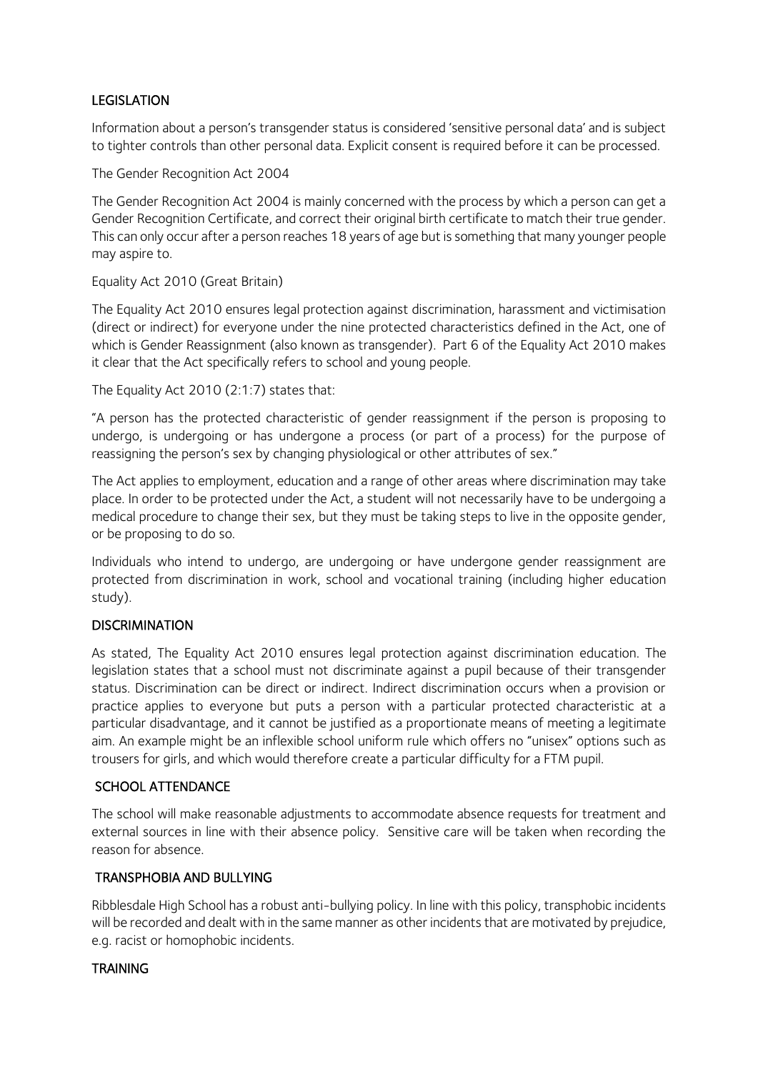## LEGISLATION

Information about a person's transgender status is considered 'sensitive personal data' and is subject to tighter controls than other personal data. Explicit consent is required before it can be processed.

The Gender Recognition Act 2004

The Gender Recognition Act 2004 is mainly concerned with the process by which a person can get a Gender Recognition Certificate, and correct their original birth certificate to match their true gender. This can only occur after a person reaches 18 years of age but is something that many younger people may aspire to.

Equality Act 2010 (Great Britain)

The Equality Act 2010 ensures legal protection against discrimination, harassment and victimisation (direct or indirect) for everyone under the nine protected characteristics defined in the Act, one of which is Gender Reassignment (also known as transgender). Part 6 of the Equality Act 2010 makes it clear that the Act specifically refers to school and young people.

The Equality Act 2010 (2:1:7) states that:

"A person has the protected characteristic of gender reassignment if the person is proposing to undergo, is undergoing or has undergone a process (or part of a process) for the purpose of reassigning the person's sex by changing physiological or other attributes of sex."

The Act applies to employment, education and a range of other areas where discrimination may take place. In order to be protected under the Act, a student will not necessarily have to be undergoing a medical procedure to change their sex, but they must be taking steps to live in the opposite gender, or be proposing to do so.

Individuals who intend to undergo, are undergoing or have undergone gender reassignment are protected from discrimination in work, school and vocational training (including higher education study).

## DISCRIMINATION

As stated, The Equality Act 2010 ensures legal protection against discrimination education. The legislation states that a school must not discriminate against a pupil because of their transgender status. Discrimination can be direct or indirect. Indirect discrimination occurs when a provision or practice applies to everyone but puts a person with a particular protected characteristic at a particular disadvantage, and it cannot be justified as a proportionate means of meeting a legitimate aim. An example might be an inflexible school uniform rule which offers no "unisex" options such as trousers for girls, and which would therefore create a particular difficulty for a FTM pupil.

## SCHOOL ATTENDANCE

The school will make reasonable adjustments to accommodate absence requests for treatment and external sources in line with their absence policy. Sensitive care will be taken when recording the reason for absence.

## TRANSPHOBIA AND BULLYING

Ribblesdale High School has a robust anti-bullying policy. In line with this policy, transphobic incidents will be recorded and dealt with in the same manner as other incidents that are motivated by prejudice, e.g. racist or homophobic incidents.

## TRAINING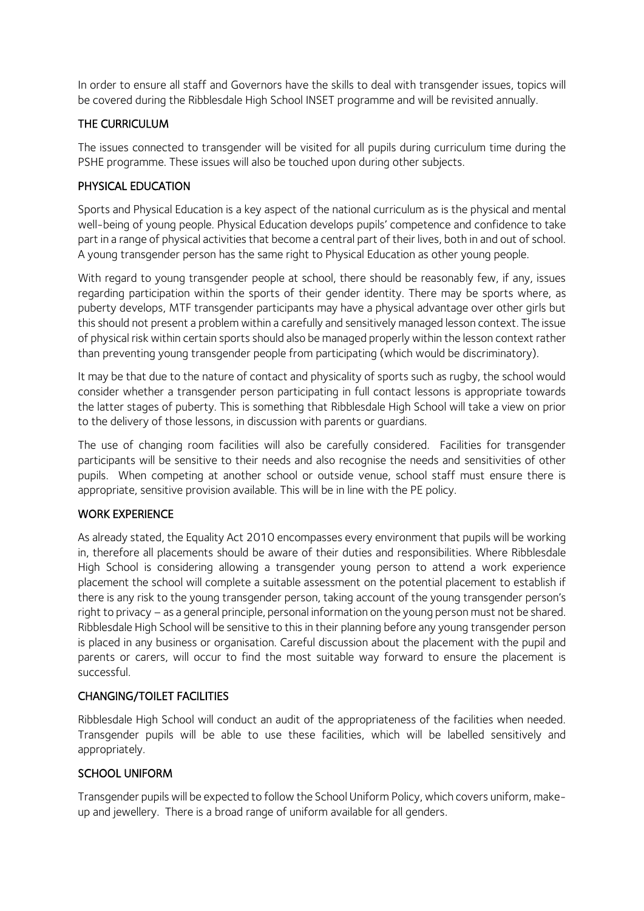In order to ensure all staff and Governors have the skills to deal with transgender issues, topics will be covered during the Ribblesdale High School INSET programme and will be revisited annually.

## THE CURRICULUM

The issues connected to transgender will be visited for all pupils during curriculum time during the PSHE programme. These issues will also be touched upon during other subjects.

## PHYSICAL EDUCATION

Sports and Physical Education is a key aspect of the national curriculum as is the physical and mental well-being of young people. Physical Education develops pupils' competence and confidence to take part in a range of physical activities that become a central part of their lives, both in and out of school. A young transgender person has the same right to Physical Education as other young people.

With regard to young transgender people at school, there should be reasonably few, if any, issues regarding participation within the sports of their gender identity. There may be sports where, as puberty develops, MTF transgender participants may have a physical advantage over other girls but this should not present a problem within a carefully and sensitively managed lesson context. The issue of physical risk within certain sports should also be managed properly within the lesson context rather than preventing young transgender people from participating (which would be discriminatory).

It may be that due to the nature of contact and physicality of sports such as rugby, the school would consider whether a transgender person participating in full contact lessons is appropriate towards the latter stages of puberty. This is something that Ribblesdale High School will take a view on prior to the delivery of those lessons, in discussion with parents or guardians.

The use of changing room facilities will also be carefully considered. Facilities for transgender participants will be sensitive to their needs and also recognise the needs and sensitivities of other pupils. When competing at another school or outside venue, school staff must ensure there is appropriate, sensitive provision available. This will be in line with the PE policy.

## WORK EXPERIENCE

As already stated, the Equality Act 2010 encompasses every environment that pupils will be working in, therefore all placements should be aware of their duties and responsibilities. Where Ribblesdale High School is considering allowing a transgender young person to attend a work experience placement the school will complete a suitable assessment on the potential placement to establish if there is any risk to the young transgender person, taking account of the young transgender person's right to privacy – as a general principle, personal information on the young person must not be shared. Ribblesdale High School will be sensitive to this in their planning before any young transgender person is placed in any business or organisation. Careful discussion about the placement with the pupil and parents or carers, will occur to find the most suitable way forward to ensure the placement is successful.

## CHANGING/TOILET FACILITIES

Ribblesdale High School will conduct an audit of the appropriateness of the facilities when needed. Transgender pupils will be able to use these facilities, which will be labelled sensitively and appropriately.

## SCHOOL UNIFORM

Transgender pupils will be expected to follow the School Uniform Policy, which covers uniform, make-up and jewellery. There is a broad range of uniform available for all genders.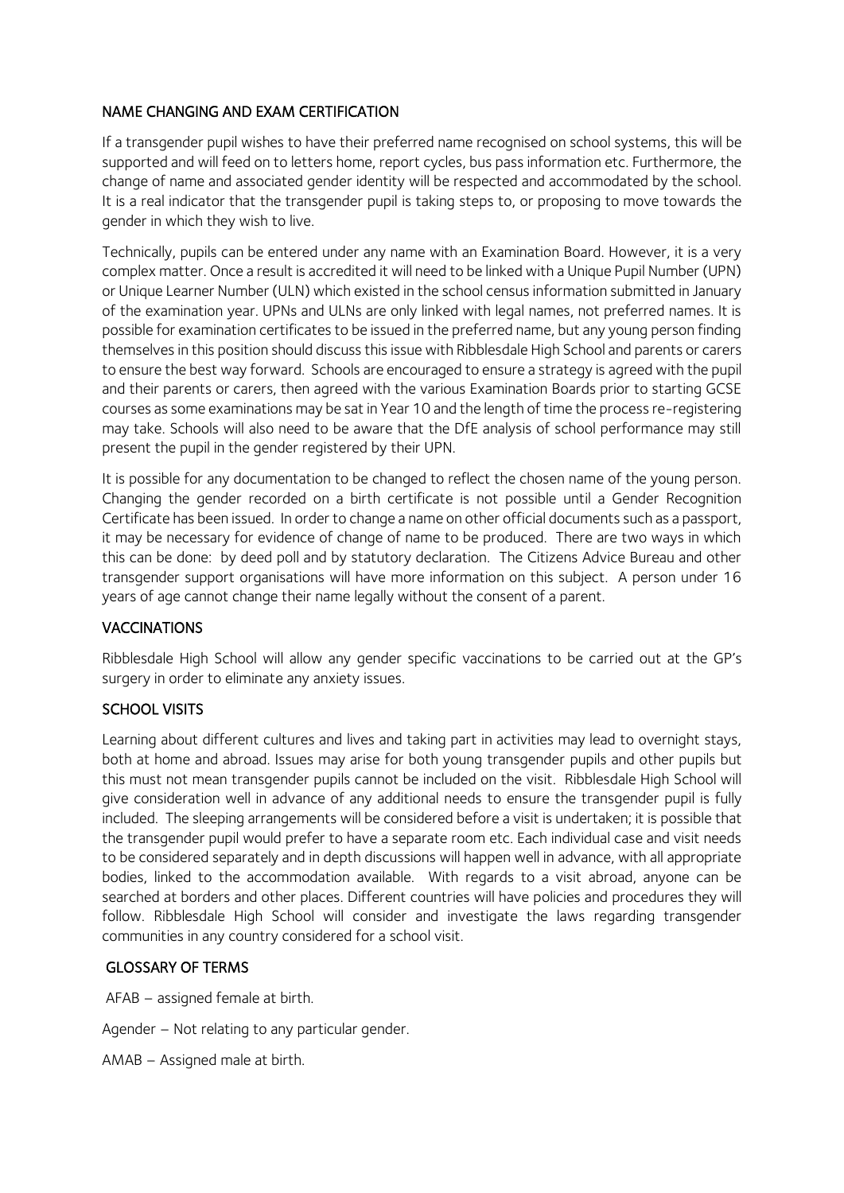## NAME CHANGING AND EXAM CERTIFICATION

If a transgender pupil wishes to have their preferred name recognised on school systems, this will be supported and will feed on to letters home, report cycles, bus pass information etc. Furthermore, the change of name and associated gender identity will be respected and accommodated by the school. It is a real indicator that the transgender pupil is taking steps to, or proposing to move towards the gender in which they wish to live.

Technically, pupils can be entered under any name with an Examination Board. However, it is a very complex matter. Once a result is accredited it will need to be linked with a Unique Pupil Number (UPN) or Unique Learner Number (ULN) which existed in the school census information submitted in January of the examination year. UPNs and ULNs are only linked with legal names, not preferred names. It is possible for examination certificates to be issued in the preferred name, but any young person finding themselves in this position should discuss this issue with Ribblesdale High School and parents or carers to ensure the best way forward. Schools are encouraged to ensure a strategy is agreed with the pupil and their parents or carers, then agreed with the various Examination Boards prior to starting GCSE courses as some examinations may be sat in Year 10 and the length of time the process re-registering may take. Schools will also need to be aware that the DfE analysis of school performance may still present the pupil in the gender registered by their UPN.

It is possible for any documentation to be changed to reflect the chosen name of the young person. Changing the gender recorded on a birth certificate is not possible until a Gender Recognition Certificate has been issued. In order to change a name on other official documents such as a passport, it may be necessary for evidence of change of name to be produced. There are two ways in which this can be done: by deed poll and by statutory declaration. The Citizens Advice Bureau and other transgender support organisations will have more information on this subject. A person under 16 years of age cannot change their name legally without the consent of a parent.

## VACCINATIONS

Ribblesdale High School will allow any gender specific vaccinations to be carried out at the GP's surgery in order to eliminate any anxiety issues.

## SCHOOL VISITS

Learning about different cultures and lives and taking part in activities may lead to overnight stays, both at home and abroad. Issues may arise for both young transgender pupils and other pupils but this must not mean transgender pupils cannot be included on the visit. Ribblesdale High School will give consideration well in advance of any additional needs to ensure the transgender pupil is fully included. The sleeping arrangements will be considered before a visit is undertaken; it is possible that the transgender pupil would prefer to have a separate room etc. Each individual case and visit needs to be considered separately and in depth discussions will happen well in advance, with all appropriate bodies, linked to the accommodation available. With regards to a visit abroad, anyone can be searched at borders and other places. Different countries will have policies and procedures they will follow. Ribblesdale High School will consider and investigate the laws regarding transgender communities in any country considered for a school visit.

## GLOSSARY OF TERMS

AFAB – assigned female at birth.

Agender – Not relating to any particular gender.

AMAB – Assigned male at birth.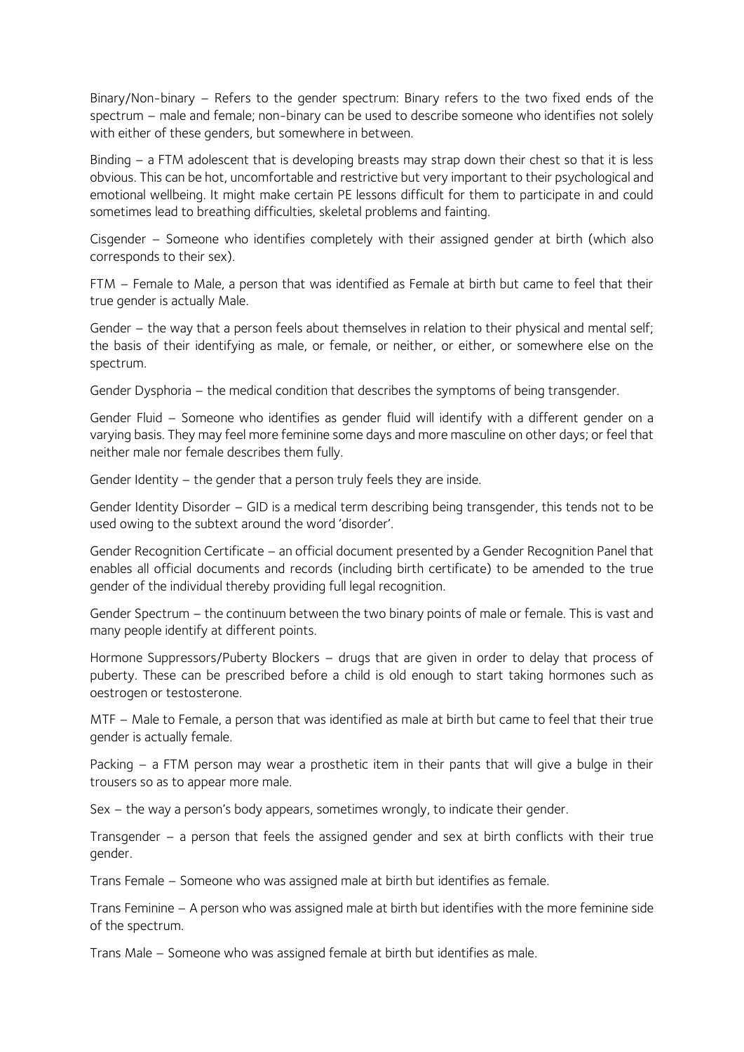Binary/Non-binary – Refers to the gender spectrum: Binary refers to the two fixed ends of the spectrum – male and female; non-binary can be used to describe someone who identifies not solely with either of these genders, but somewhere in between.

Binding – a FTM adolescent that is developing breasts may strap down their chest so that it is less obvious. This can be hot, uncomfortable and restrictive but very important to their psychological and emotional wellbeing. It might make certain PE lessons difficult for them to participate in and could sometimes lead to breathing difficulties, skeletal problems and fainting.

Cisgender – Someone who identifies completely with their assigned gender at birth (which also corresponds to their sex).

FTM – Female to Male, a person that was identified as Female at birth but came to feel that their true gender is actually Male.

Gender – the way that a person feels about themselves in relation to their physical and mental self; the basis of their identifying as male, or female, or neither, or either, or somewhere else on the spectrum.

Gender Dysphoria – the medical condition that describes the symptoms of being transgender.

Gender Fluid – Someone who identifies as gender fluid will identify with a different gender on a varying basis. They may feel more feminine some days and more masculine on other days; or feel that neither male nor female describes them fully.

Gender Identity – the gender that a person truly feels they are inside.

Gender Identity Disorder – GID is a medical term describing being transgender, this tends not to be used owing to the subtext around the word 'disorder'.

Gender Recognition Certificate – an official document presented by a Gender Recognition Panel that enables all official documents and records (including birth certificate) to be amended to the true gender of the individual thereby providing full legal recognition.

Gender Spectrum – the continuum between the two binary points of male or female. This is vast and many people identify at different points.

Hormone Suppressors/Puberty Blockers – drugs that are given in order to delay that process of puberty. These can be prescribed before a child is old enough to start taking hormones such as oestrogen or testosterone.

MTF – Male to Female, a person that was identified as male at birth but came to feel that their true gender is actually female.

Packing – a FTM person may wear a prosthetic item in their pants that will give a bulge in their trousers so as to appear more male.

Sex – the way a person's body appears, sometimes wrongly, to indicate their gender.

Transgender – a person that feels the assigned gender and sex at birth conflicts with their true gender.

Trans Female – Someone who was assigned male at birth but identifies as female.

Trans Feminine – A person who was assigned male at birth but identifies with the more feminine side of the spectrum.

Trans Male – Someone who was assigned female at birth but identifies as male.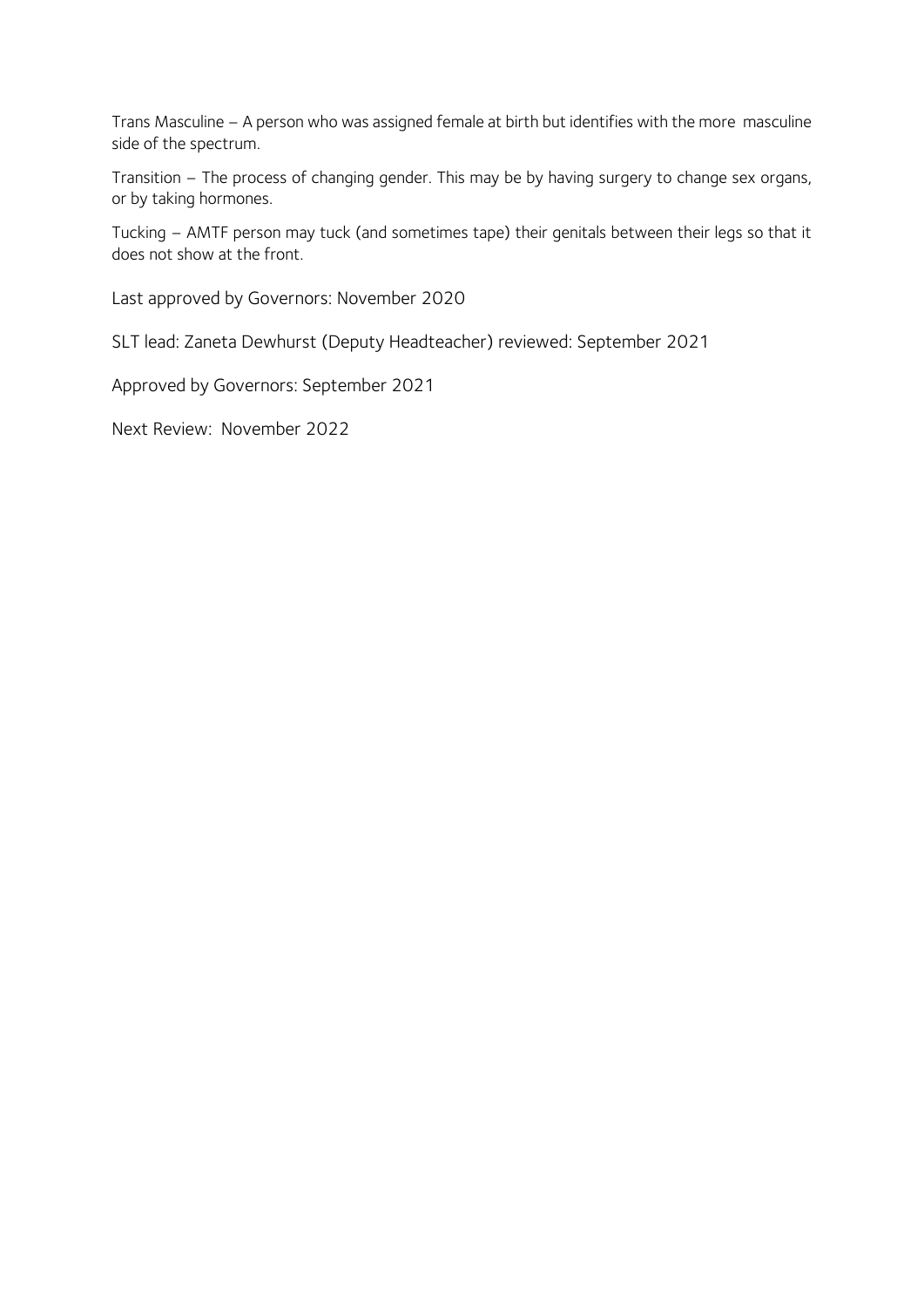Trans Masculine – A person who was assigned female at birth but identifies with the more masculine side of the spectrum.

Transition – The process of changing gender. This may be by having surgery to change sex organs, or by taking hormones.

Tucking – AMTF person may tuck (and sometimes tape) their genitals between their legs so that it does not show at the front.

Last approved by Governors: November 2020

SLT lead: Zaneta Dewhurst (Deputy Headteacher) reviewed: September 2021

Approved by Governors: September 2021

Next Review: November 2022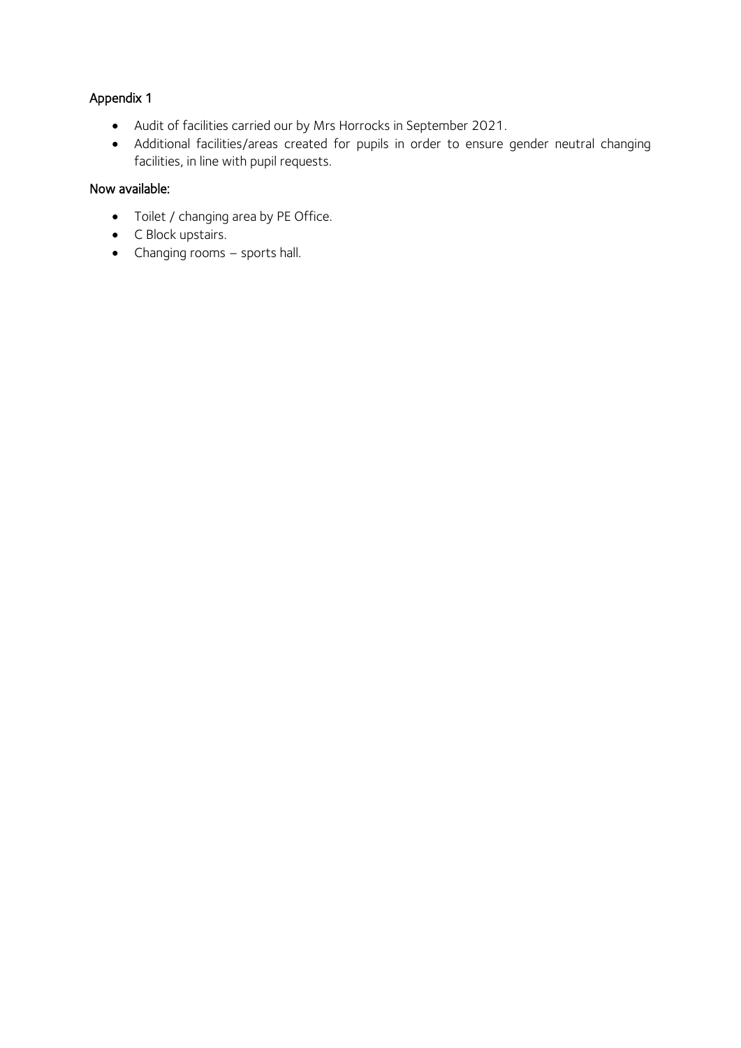## Appendix 1

- Audit of facilities carried our by Mrs Horrocks in September 2021.
- Additional facilities/areas created for pupils in order to ensure gender neutral changing facilities, in line with pupil requests.

### Now available:

- Toilet / changing area by PE Office.
- C Block upstairs.
- Changing rooms – sports hall.